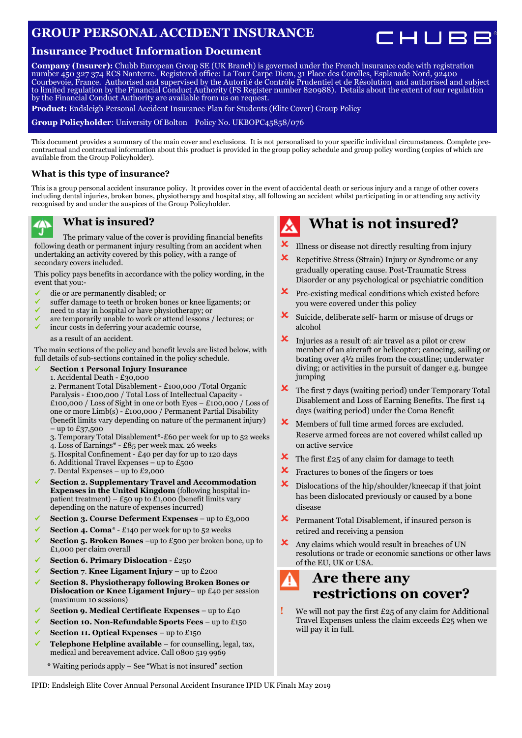# GROUP PERSONAL ACCIDENT INSURANCE

CHUBB

## Insurance Product Information Document

**Company (Insurer):** Chubb European Group SE (UK Branch) is governed under the French insurance code with registration number 450 327 374 RCS Nanterre. Registered office: La Tour Carpe Diem, 31 Place des Corolles, Esplanade Nord, 92400 Courbevoie, France. Authorised and supervised by the Autorité de Contrôle Prudentiel et de Résolution and authorised and subject to limited regulation by the Financial Conduct Authority (FS Register number 820988). Details about the extent of our regulation by the Financial Conduct Authority are available from us on request.

**Product:** Endsleigh Personal Accident Insurance Plan for Students (Elite Cover) Group Policy

**Group Policyholder**: University Of Bolton Policy No. UKBOPC45858/076

This document provides a summary of the main cover and exclusions. It is not personalised to your specific individual circumstances. Complete pre-contractual and contractual information about this product is provided in the group policy schedule and group policy wording (copies of which are available from the Group Policyholder).

### What is this type of insurance?

This is a group personal accident insurance policy. It provides cover in the event of accidental death or serious injury and a range of other covers including dental injuries, broken bones, physiotherapy and hospital stay, all following an accident whilst participating in or attending any activity recognised by and under the auspices of the Group Policyholder.

## What is insured?

The primary value of the cover is providing financial benefits following death or permanent injury resulting from an accident when undertaking an activity covered by this policy, with a range of secondary covers included.

This policy pays benefits in accordance with the policy wording, in the event that you:-

- ✓ die or are permanently disabled; or
- ✓ suffer damage to teeth or broken bones or knee ligaments; or
- ✓ need to stay in hospital or have physiotherapy; or
- ✓ are temporarily unable to work or attend lessons / lectures; or
- ✓ incur costs in deferring your academic course,

as a result of an accident.

The main sections of the policy and benefit levels are listed below, with full details of sub-sections contained in the policy schedule.

- ✓ **Section 1 Personal Injury Insurance**
  1. Accidental Death - £30,000
  2. Permanent Total Disablement - £100,000 /Total Organic Paralysis - £100,000 / Total Loss of Intellectual Capacity - £100,000 / Loss of Sight in one or both Eyes – £100,000 / Loss of one or more Limb(s) - £100,000 / Permanent Partial Disability (benefit limits vary depending on nature of the permanent injury) – up to £37,500
  3. Temporary Total Disablement*-£60 per week for up to 52 weeks
  4. Loss of Earnings* - £85 per week max. 26 weeks
  5. Hospital Confinement - £40 per day for up to 120 days
  6. Additional Travel Expenses – up to £500
  7. Dental Expenses – up to £2,000
- ✓ **Section 2. Supplementary Travel and Accommodation Expenses in the United Kingdom** (following hospital in-patient treatment) – £50 up to £1,000 (benefit limits vary depending on the nature of expenses incurred)
- ✓ **Section 3. Course Deferment Expenses** – up to £3,000
- ✓ **Section 4. Coma*** - £140 per week for up to 52 weeks
- ✓ **Section 5. Broken Bones** –up to £500 per broken bone, up to £1,000 per claim overall
- ✓ **Section 6. Primary Dislocation** - £250
- ✓ **Section 7. Knee Ligament Injury** – up to £200
- ✓ **Section 8. Physiotherapy following Broken Bones or Dislocation or Knee Ligament Injury**– up £40 per session (maximum 10 sessions)
- ✓ **Section 9. Medical Certificate Expenses** – up to £40
- ✓ **Section 10. Non-Refundable Sports Fees** – up to £150
- ✓ **Section 11. Optical Expenses** – up to £150
- ✓ **Telephone Helpline available** – for counselling, legal, tax, medical and bereavement advice. Call 0800 519 9969

\* Waiting periods apply – See "What is not insured" section

## What is not insured?

- ✘ Illness or disease not directly resulting from injury
- ✘ Repetitive Stress (Strain) Injury or Syndrome or any gradually operating cause. Post-Traumatic Stress Disorder or any psychological or psychiatric condition
- ✘ Pre-existing medical conditions which existed before you were covered under this policy
- ✘ Suicide, deliberate self- harm or misuse of drugs or alcohol
- ✘ Injuries as a result of: air travel as a pilot or crew member of an aircraft or helicopter; canoeing, sailing or boating over 4½ miles from the coastline; underwater diving; or activities in the pursuit of danger e.g. bungee jumping
- ✘ The first 7 days (waiting period) under Temporary Total Disablement and Loss of Earning Benefits. The first 14 days (waiting period) under the Coma Benefit
- ✘ Members of full time armed forces are excluded. Reserve armed forces are not covered whilst called up on active service
- ✘ The first £25 of any claim for damage to teeth
- ✘ Fractures to bones of the fingers or toes
- ✘ Dislocations of the hip/shoulder/kneecap if that joint has been dislocated previously or caused by a bone disease
- ✘ Permanent Total Disablement, if insured person is retired and receiving a pension
- ✘ Any claims which would result in breaches of UN resolutions or trade or economic sanctions or other laws of the EU, UK or USA.

## Are there any restrictions on cover?

! We will not pay the first £25 of any claim for Additional Travel Expenses unless the claim exceeds £25 when we will pay it in full.

IPID: Endsleigh Elite Cover Annual Personal Accident Insurance IPID UK Final1 May 2019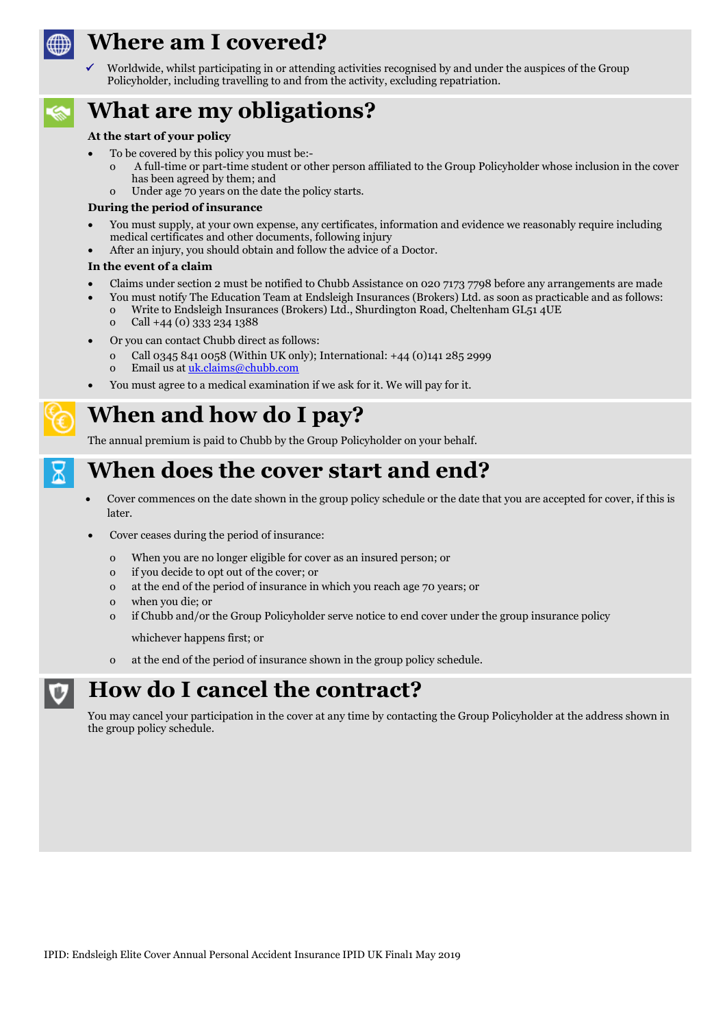# Where am I covered?

- ✓ Worldwide, whilst participating in or attending activities recognised by and under the auspices of the Group Policyholder, including travelling to and from the activity, excluding repatriation.

# What are my obligations?

**At the start of your policy**

- To be covered by this policy you must be:-
  - A full-time or part-time student or other person affiliated to the Group Policyholder whose inclusion in the cover has been agreed by them; and
  - Under age 70 years on the date the policy starts.

**During the period of insurance**

- You must supply, at your own expense, any certificates, information and evidence we reasonably require including medical certificates and other documents, following injury
- After an injury, you should obtain and follow the advice of a Doctor.

**In the event of a claim**

- Claims under section 2 must be notified to Chubb Assistance on 020 7173 7798 before any arrangements are made
- You must notify The Education Team at Endsleigh Insurances (Brokers) Ltd. as soon as practicable and as follows:
  - Write to Endsleigh Insurances (Brokers) Ltd., Shurdington Road, Cheltenham GL51 4UE
  - Call +44 (0) 333 234 1388
- Or you can contact Chubb direct as follows:
  - Call 0345 841 0058 (Within UK only); International: +44 (0)141 285 2999
  - Email us at uk.claims@chubb.com
- You must agree to a medical examination if we ask for it. We will pay for it.

# When and how do I pay?

The annual premium is paid to Chubb by the Group Policyholder on your behalf.

# When does the cover start and end?

- Cover commences on the date shown in the group policy schedule or the date that you are accepted for cover, if this is later.
- Cover ceases during the period of insurance:
  - When you are no longer eligible for cover as an insured person; or
  - if you decide to opt out of the cover; or
  - at the end of the period of insurance in which you reach age 70 years; or
  - when you die; or
  - if Chubb and/or the Group Policyholder serve notice to end cover under the group insurance policy

    whichever happens first; or
  - at the end of the period of insurance shown in the group policy schedule.

# How do I cancel the contract?

You may cancel your participation in the cover at any time by contacting the Group Policyholder at the address shown in the group policy schedule.

IPID: Endsleigh Elite Cover Annual Personal Accident Insurance IPID UK Final1 May 2019